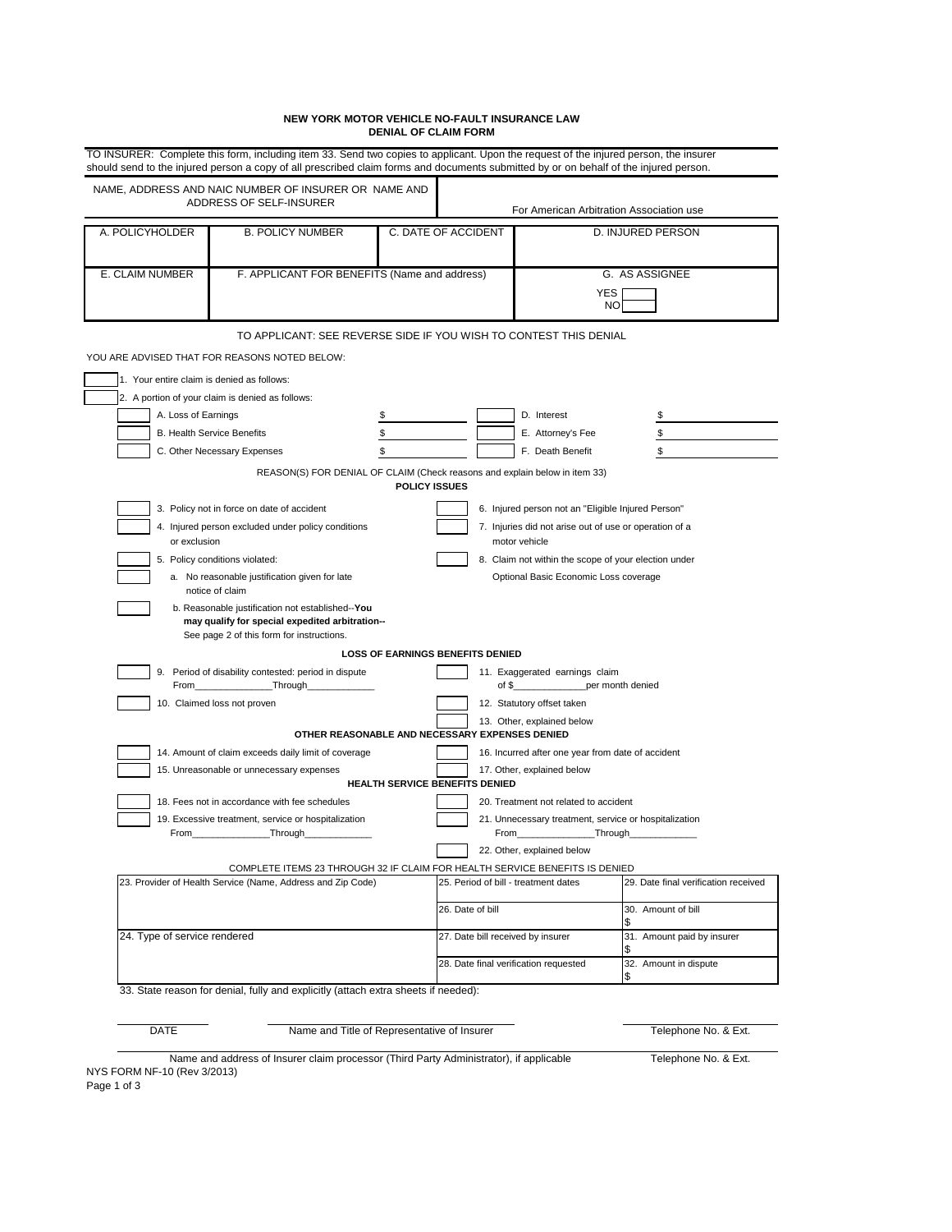# NEW YORK MOTOR VEHICLE NO-FAULT INSURANCE LAW
## DENIAL OF CLAIM FORM

TO INSURER: Complete this form, including item 33. Send two copies to applicant. Upon the request of the injured person, the insurer should send to the injured person a copy of all prescribed claim forms and documents submitted by or on behalf of the injured person.

| NAME, ADDRESS AND NAIC NUMBER OF INSURER OR NAME AND ADDRESS OF SELF-INSURER | For American Arbitration Association use |
|---|---|
| | |

| A. POLICYHOLDER | B. POLICY NUMBER | C. DATE OF ACCIDENT | D. INJURED PERSON |
|---|---|---|---|
| | | | |
| E. CLAIM NUMBER | F. APPLICANT FOR BENEFITS (Name and address) | | G. AS ASSIGNEE<br>YES ☐<br>NO ☐ |

TO APPLICANT: SEE REVERSE SIDE IF YOU WISH TO CONTEST THIS DENIAL

YOU ARE ADVISED THAT FOR REASONS NOTED BELOW:

☐ 1. Your entire claim is denied as follows:

☐ 2. A portion of your claim is denied as follows:

| | | | |
|---|---|---|---|
| ☐ A. Loss of Earnings | $ | ☐ D. Interest | $ |
| ☐ B. Health Service Benefits | $ | ☐ E. Attorney's Fee | $ |
| ☐ C. Other Necessary Expenses | $ | ☐ F. Death Benefit | $ |

REASON(S) FOR DENIAL OF CLAIM (Check reasons and explain below in item 33)

**POLICY ISSUES**

☐ 3. Policy not in force on date of accident

☐ 4. Injured person excluded under policy conditions or exclusion

☐ 5. Policy conditions violated:

☐ a. No reasonable justification given for late notice of claim

☐ b. Reasonable justification not established--**You may qualify for special expedited arbitration--** See page 2 of this form for instructions.

☐ 6. Injured person not an "Eligible Injured Person"

☐ 7. Injuries did not arise out of use or operation of a motor vehicle

☐ 8. Claim not within the scope of your election under Optional Basic Economic Loss coverage

**LOSS OF EARNINGS BENEFITS DENIED**

☐ 9. Period of disability contested: period in dispute From_______________Through_____________

☐ 10. Claimed loss not proven

☐ 11. Exaggerated earnings claim of $______________per month denied

☐ 12. Statutory offset taken

☐ 13. Other, explained below

**OTHER REASONABLE AND NECESSARY EXPENSES DENIED**

☐ 14. Amount of claim exceeds daily limit of coverage

☐ 15. Unreasonable or unnecessary expenses

☐ 16. Incurred after one year from date of accident

☐ 17. Other, explained below

**HEALTH SERVICE BENEFITS DENIED**

☐ 18. Fees not in accordance with fee schedules

☐ 19. Excessive treatment, service or hospitalization From_______________Through_____________

☐ 20. Treatment not related to accident

☐ 21. Unnecessary treatment, service or hospitalization From_______________Through_____________

☐ 22. Other, explained below

COMPLETE ITEMS 23 THROUGH 32 IF CLAIM FOR HEALTH SERVICE BENEFITS IS DENIED

| 23. Provider of Health Service (Name, Address and Zip Code) | 25. Period of bill - treatment dates | 29. Date final verification received |
|---|---|---|
| | 26. Date of bill | 30. Amount of bill<br>$ |
| 24. Type of service rendered | 27. Date bill received by insurer | 31. Amount paid by insurer<br>$ |
| | 28. Date final verification requested | 32. Amount in dispute<br>$ |

33. State reason for denial, fully and explicitly (attach extra sheets if needed):

| DATE | Name and Title of Representative of Insurer | Telephone No. & Ext. |
|---|---|---|

| Name and address of Insurer claim processor (Third Party Administrator), if applicable | Telephone No. & Ext. |
|---|---|

NYS FORM NF-10 (Rev 3/2013)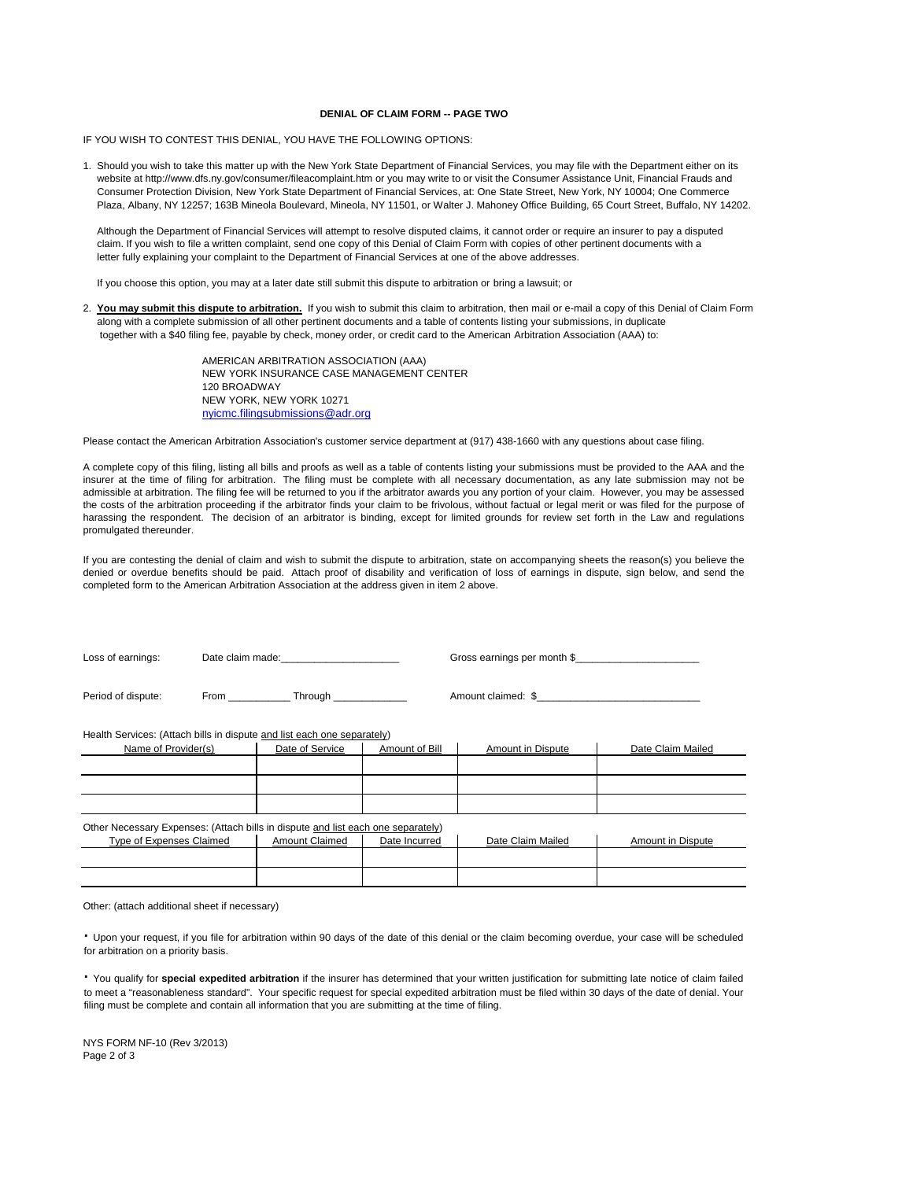**DENIAL OF CLAIM FORM -- PAGE TWO**

IF YOU WISH TO CONTEST THIS DENIAL, YOU HAVE THE FOLLOWING OPTIONS:

1. Should you wish to take this matter up with the New York State Department of Financial Services, you may file with the Department either on its website at http://www.dfs.ny.gov/consumer/fileacomplaint.htm or you may write to or visit the Consumer Assistance Unit, Financial Frauds and Consumer Protection Division, New York State Department of Financial Services, at: One State Street, New York, NY 10004; One Commerce Plaza, Albany, NY 12257; 163B Mineola Boulevard, Mineola, NY 11501, or Walter J. Mahoney Office Building, 65 Court Street, Buffalo, NY 14202.

   Although the Department of Financial Services will attempt to resolve disputed claims, it cannot order or require an insurer to pay a disputed claim. If you wish to file a written complaint, send one copy of this Denial of Claim Form with copies of other pertinent documents with a letter fully explaining your complaint to the Department of Financial Services at one of the above addresses.

   If you choose this option, you may at a later date still submit this dispute to arbitration or bring a lawsuit; or

2. **You may submit this dispute to arbitration.** If you wish to submit this claim to arbitration, then mail or e-mail a copy of this Denial of Claim Form along with a complete submission of all other pertinent documents and a table of contents listing your submissions, in duplicate together with a $40 filing fee, payable by check, money order, or credit card to the American Arbitration Association (AAA) to:

   AMERICAN ARBITRATION ASSOCIATION (AAA)
   NEW YORK INSURANCE CASE MANAGEMENT CENTER
   120 BROADWAY
   NEW YORK, NEW YORK 10271
   nyicmc.filingsubmissions@adr.org

Please contact the American Arbitration Association's customer service department at (917) 438-1660 with any questions about case filing.

A complete copy of this filing, listing all bills and proofs as well as a table of contents listing your submissions must be provided to the AAA and the insurer at the time of filing for arbitration. The filing must be complete with all necessary documentation, as any late submission may not be admissible at arbitration. The filing fee will be returned to you if the arbitrator awards you any portion of your claim. However, you may be assessed the costs of the arbitration proceeding if the arbitrator finds your claim to be frivolous, without factual or legal merit or was filed for the purpose of harassing the respondent. The decision of an arbitrator is binding, except for limited grounds for review set forth in the Law and regulations promulgated thereunder.

If you are contesting the denial of claim and wish to submit the dispute to arbitration, state on accompanying sheets the reason(s) you believe the denied or overdue benefits should be paid. Attach proof of disability and verification of loss of earnings in dispute, sign below, and send the completed form to the American Arbitration Association at the address given in item 2 above.

Loss of earnings: Date claim made:____________________ Gross earnings per month $_____________________

Period of dispute: From __________ Through ____________ Amount claimed: $___________________________

Health Services: (Attach bills in dispute and list each one separately)

| Name of Provider(s) | Date of Service | Amount of Bill | Amount in Dispute | Date Claim Mailed |
|---|---|---|---|---|
| | | | | |
| | | | | |
| | | | | |

Other Necessary Expenses: (Attach bills in dispute and list each one separately)

| Type of Expenses Claimed | Amount Claimed | Date Incurred | Date Claim Mailed | Amount in Dispute |
|---|---|---|---|---|
| | | | | |
| | | | | |

Other: (attach additional sheet if necessary)

- Upon your request, if you file for arbitration within 90 days of the date of this denial or the claim becoming overdue, your case will be scheduled for arbitration on a priority basis.

- You qualify for **special expedited arbitration** if the insurer has determined that your written justification for submitting late notice of claim failed to meet a "reasonableness standard". Your specific request for special expedited arbitration must be filed within 30 days of the date of denial. Your filing must be complete and contain all information that you are submitting at the time of filing.

NYS FORM NF-10 (Rev 3/2013)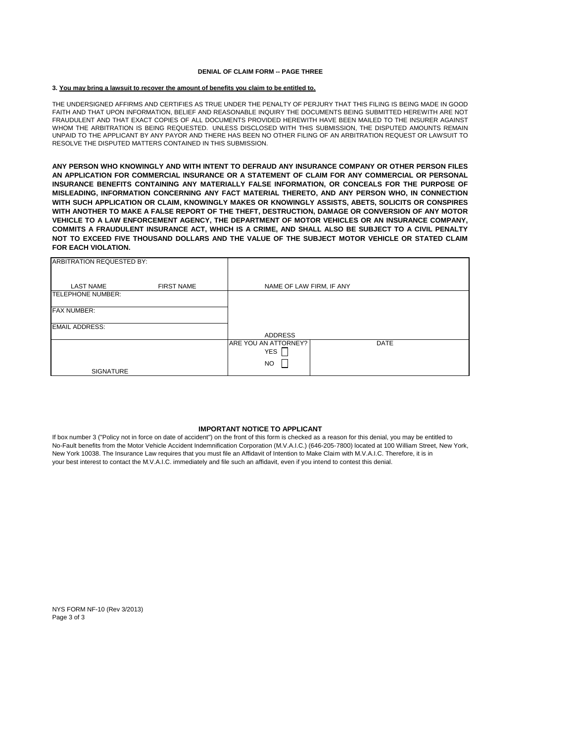## DENIAL OF CLAIM FORM -- PAGE THREE

**3. <u>You may bring a lawsuit to recover the amount of benefits you claim to be entitled to.</u>**

THE UNDERSIGNED AFFIRMS AND CERTIFIES AS TRUE UNDER THE PENALTY OF PERJURY THAT THIS FILING IS BEING MADE IN GOOD FAITH AND THAT UPON INFORMATION, BELIEF AND REASONABLE INQUIRY THE DOCUMENTS BEING SUBMITTED HEREWITH ARE NOT FRAUDULENT AND THAT EXACT COPIES OF ALL DOCUMENTS PROVIDED HEREWITH HAVE BEEN MAILED TO THE INSURER AGAINST WHOM THE ARBITRATION IS BEING REQUESTED. UNLESS DISCLOSED WITH THIS SUBMISSION, THE DISPUTED AMOUNTS REMAIN UNPAID TO THE APPLICANT BY ANY PAYOR AND THERE HAS BEEN NO OTHER FILING OF AN ARBITRATION REQUEST OR LAWSUIT TO RESOLVE THE DISPUTED MATTERS CONTAINED IN THIS SUBMISSION.

**ANY PERSON WHO KNOWINGLY AND WITH INTENT TO DEFRAUD ANY INSURANCE COMPANY OR OTHER PERSON FILES AN APPLICATION FOR COMMERCIAL INSURANCE OR A STATEMENT OF CLAIM FOR ANY COMMERCIAL OR PERSONAL INSURANCE BENEFITS CONTAINING ANY MATERIALLY FALSE INFORMATION, OR CONCEALS FOR THE PURPOSE OF MISLEADING, INFORMATION CONCERNING ANY FACT MATERIAL THERETO, AND ANY PERSON WHO, IN CONNECTION WITH SUCH APPLICATION OR CLAIM, KNOWINGLY MAKES OR KNOWINGLY ASSISTS, ABETS, SOLICITS OR CONSPIRES WITH ANOTHER TO MAKE A FALSE REPORT OF THE THEFT, DESTRUCTION, DAMAGE OR CONVERSION OF ANY MOTOR VEHICLE TO A LAW ENFORCEMENT AGENCY, THE DEPARTMENT OF MOTOR VEHICLES OR AN INSURANCE COMPANY, COMMITS A FRAUDULENT INSURANCE ACT, WHICH IS A CRIME, AND SHALL ALSO BE SUBJECT TO A CIVIL PENALTY NOT TO EXCEED FIVE THOUSAND DOLLARS AND THE VALUE OF THE SUBJECT MOTOR VEHICLE OR STATED CLAIM FOR EACH VIOLATION.**

| | | |
|---|---|---|
| ARBITRATION REQUESTED BY:<br><br>LAST NAME FIRST NAME | NAME OF LAW FIRM, IF ANY | |
| TELEPHONE NUMBER: | | |
| FAX NUMBER: | | |
| EMAIL ADDRESS: | ADDRESS | |
| SIGNATURE | ARE YOU AN ATTORNEY?<br>YES ☐<br>NO ☐ | DATE |

### IMPORTANT NOTICE TO APPLICANT

If box number 3 ("Policy not in force on date of accident") on the front of this form is checked as a reason for this denial, you may be entitled to No-Fault benefits from the Motor Vehicle Accident Indemnification Corporation (M.V.A.I.C.) (646-205-7800) located at 100 William Street, New York, New York 10038. The Insurance Law requires that you must file an Affidavit of Intention to Make Claim with M.V.A.I.C. Therefore, it is in your best interest to contact the M.V.A.I.C. immediately and file such an affidavit, even if you intend to contest this denial.

NYS FORM NF-10 (Rev 3/2013)